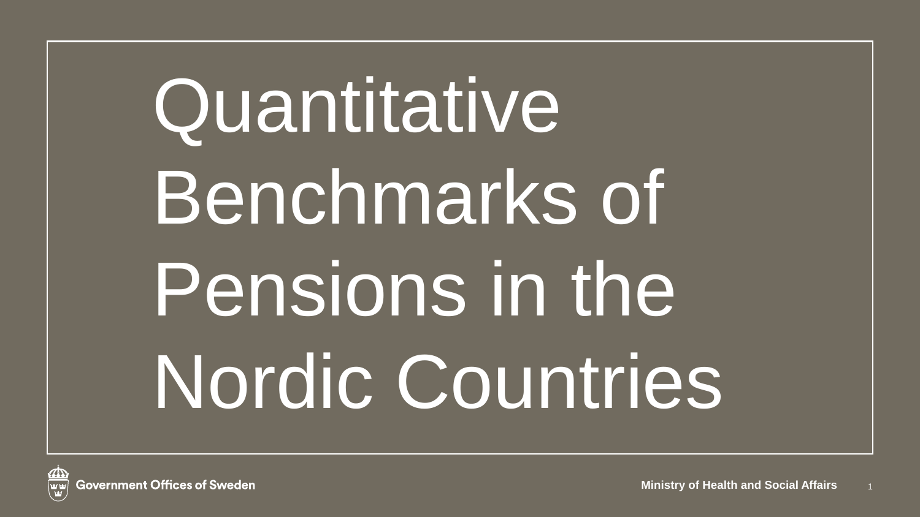# Quantitative Benchmarks of Pensions in the Nordic Countries

Government Offices of Sweden

Ministry of Health and Social Affairs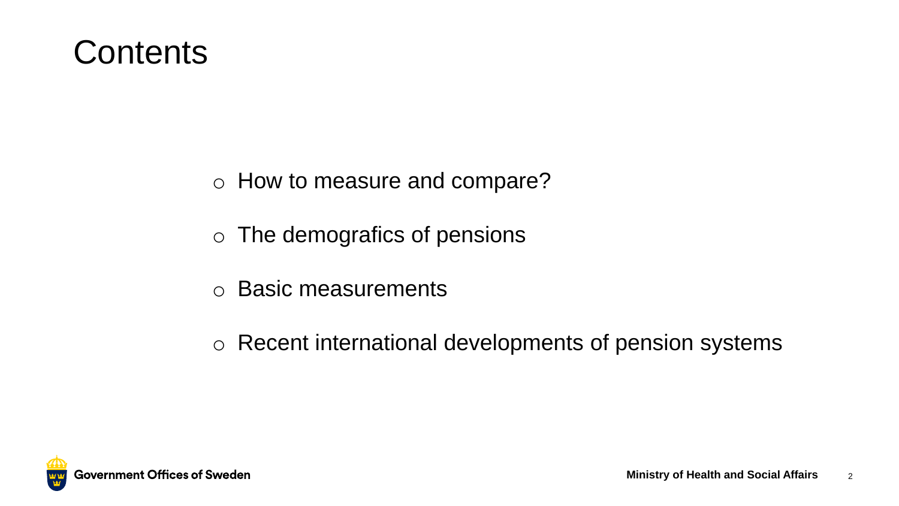# Contents

- How to measure and compare?
- The demografics of pensions
- Basic measurements
- Recent international developments of pension systems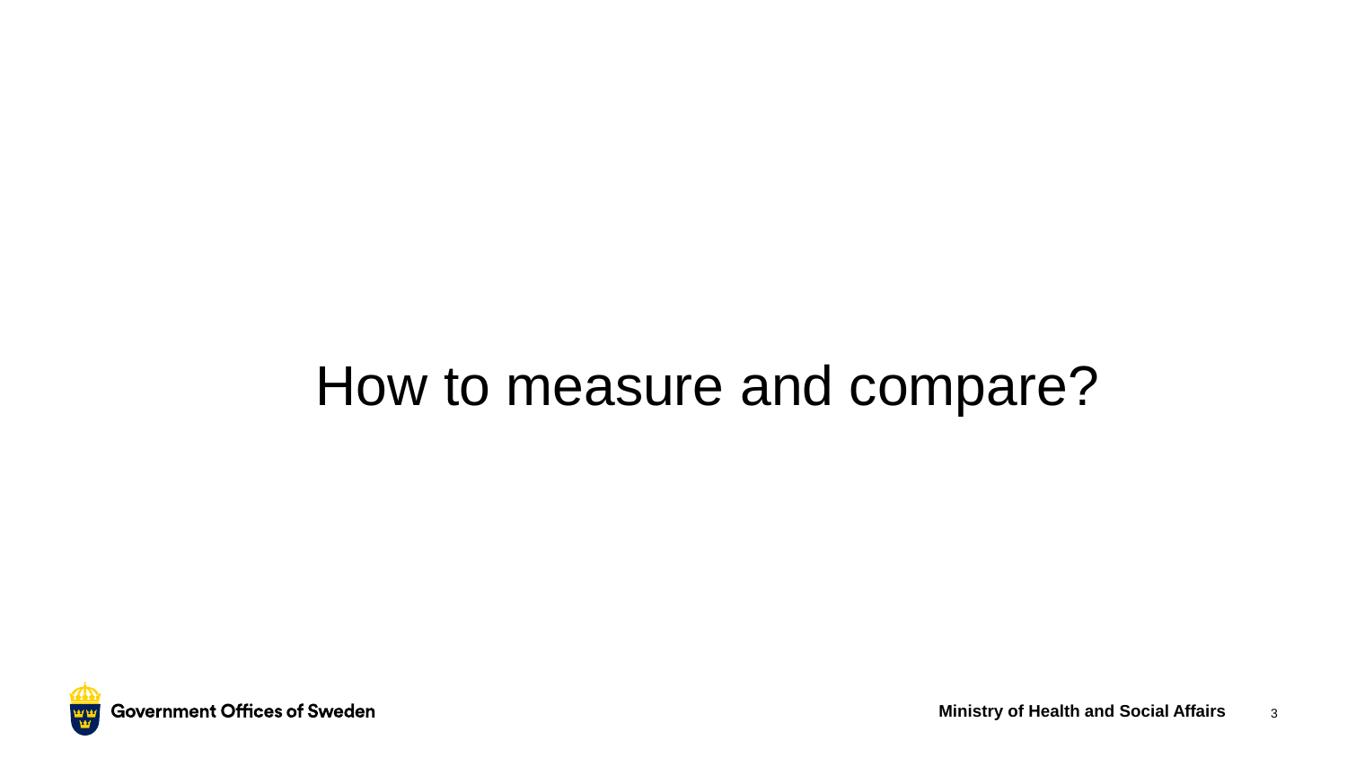# How to measure and compare?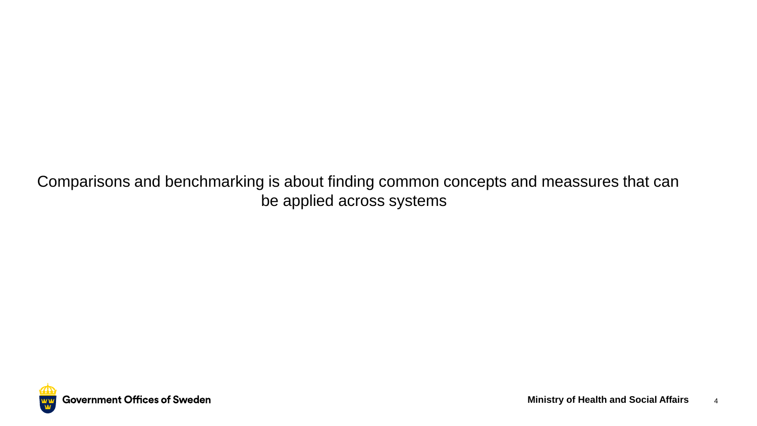Comparisons and benchmarking is about finding common concepts and meassures that can be applied across systems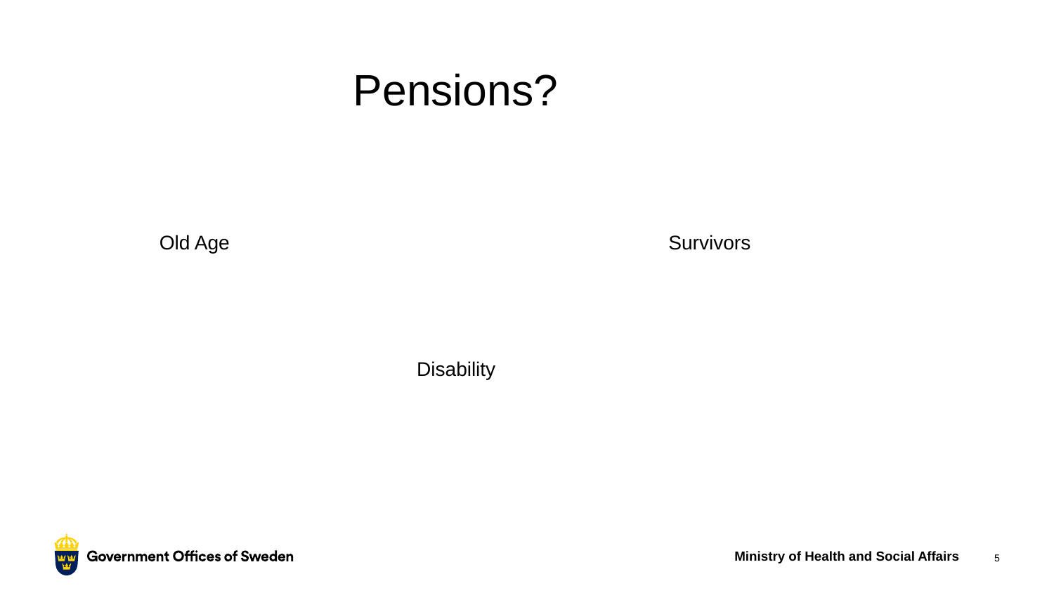# Pensions?

Old Age

Survivors

Disability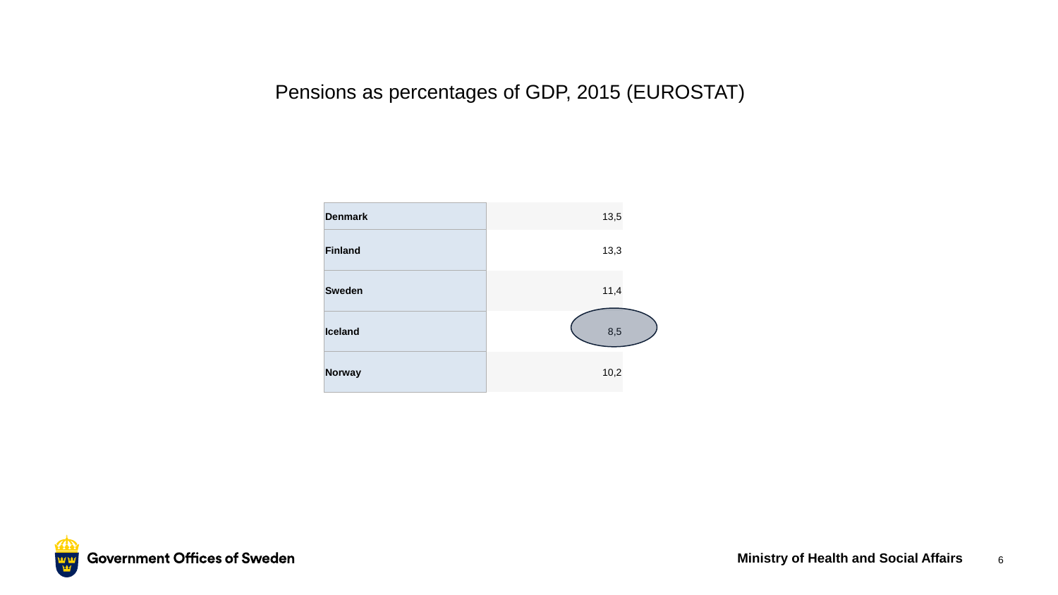# Pensions as percentages of GDP, 2015 (EUROSTAT)

| | |
|---|---|
| **Denmark** | 13,5 |
| **Finland** | 13,3 |
| **Sweden** | 11,4 |
| **Iceland** | 8,5 |
| **Norway** | 10,2 |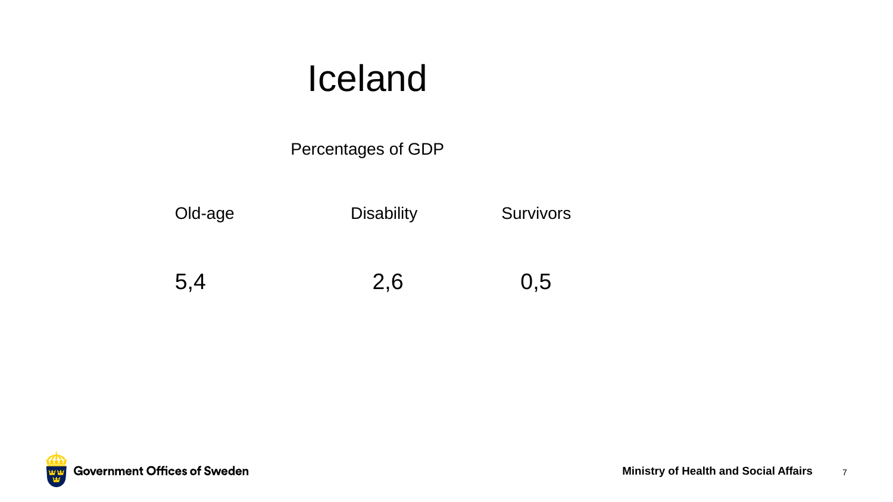# Iceland

Percentages of GDP

| Old-age | Disability | Survivors |
|---|---|---|
| 5,4 | 2,6 | 0,5 |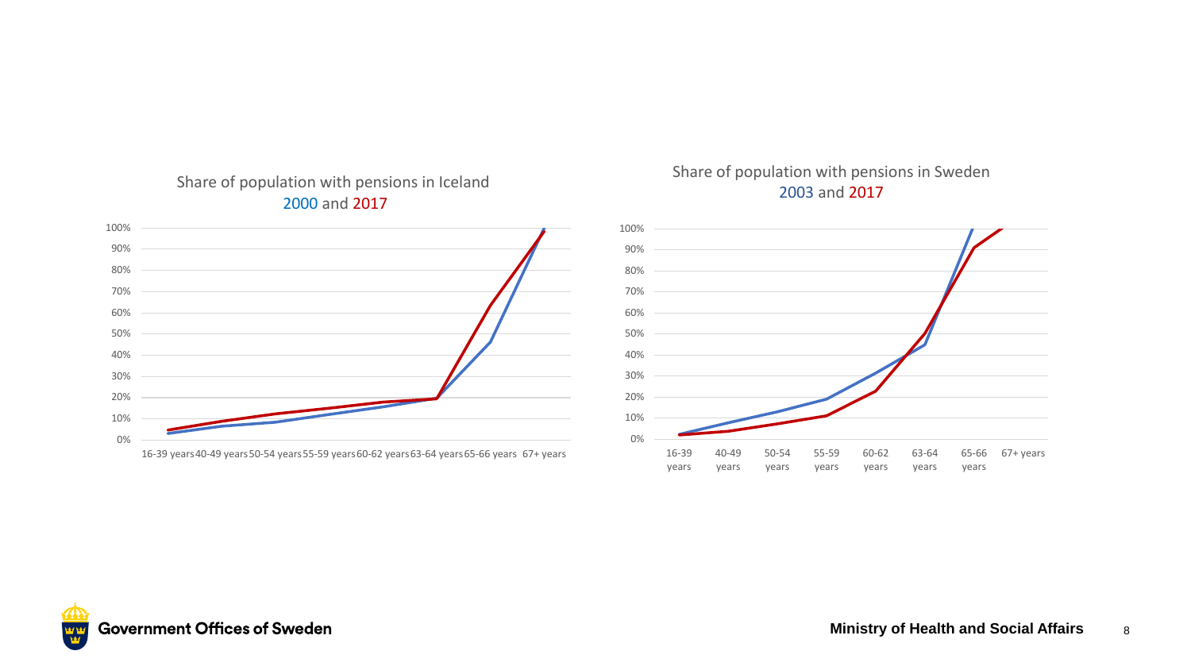Share of population with pensions in Iceland
2000 and 2017

100%
90%
80%
70%
60%
50%
40%
30%
20%
10%
0%

16-39 years 40-49 years 50-54 years 55-59 years 60-62 years 63-64 years 65-66 years 67+ years

Share of population with pensions in Sweden
2003 and 2017

100%
90%
80%
70%
60%
50%
40%
30%
20%
10%
0%

16-39 years 40-49 years 50-54 years 55-59 years 60-62 years 63-64 years 65-66 years 67+ years

Government Offices of Sweden

Ministry of Health and Social Affairs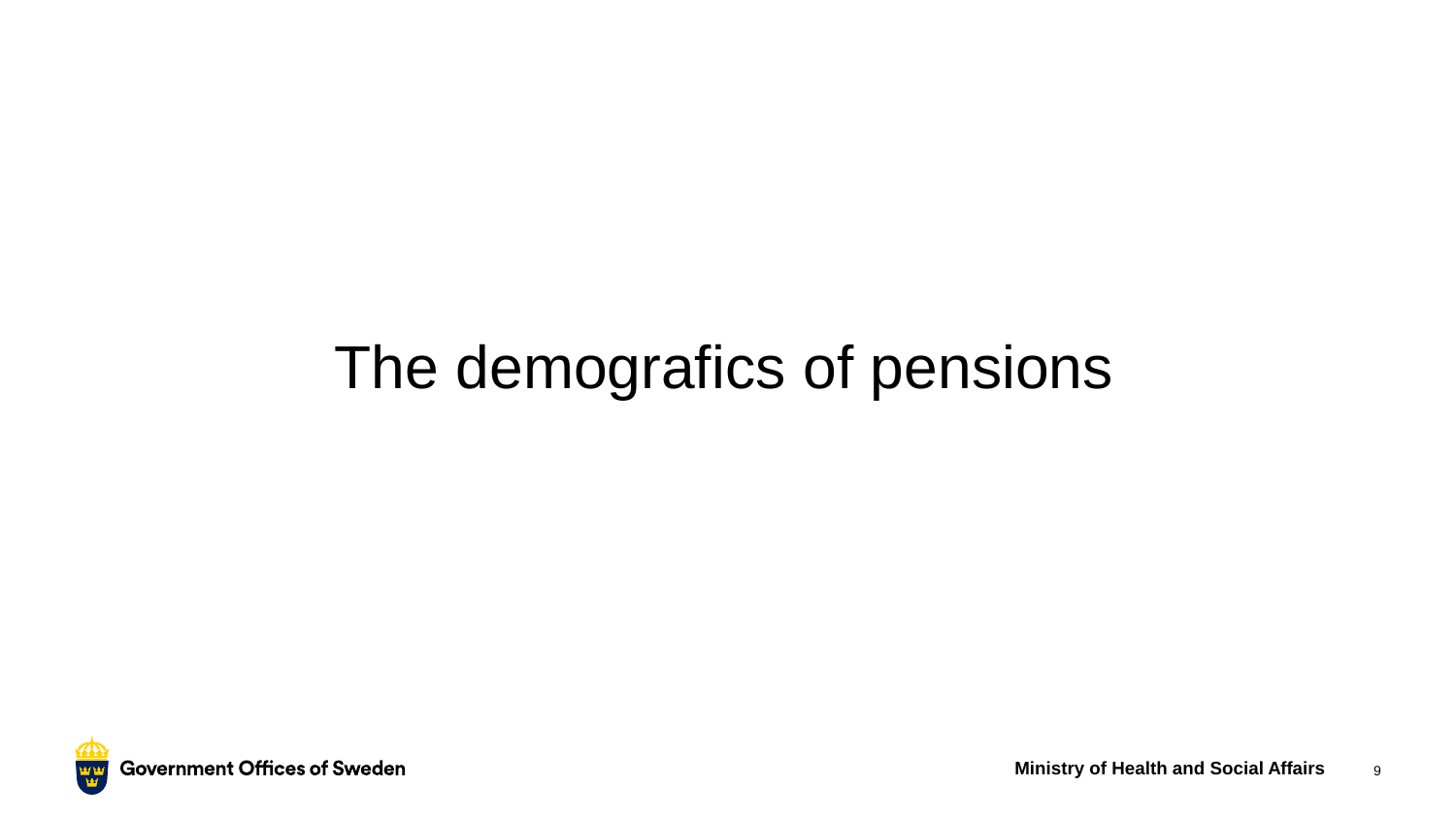# The demografics of pensions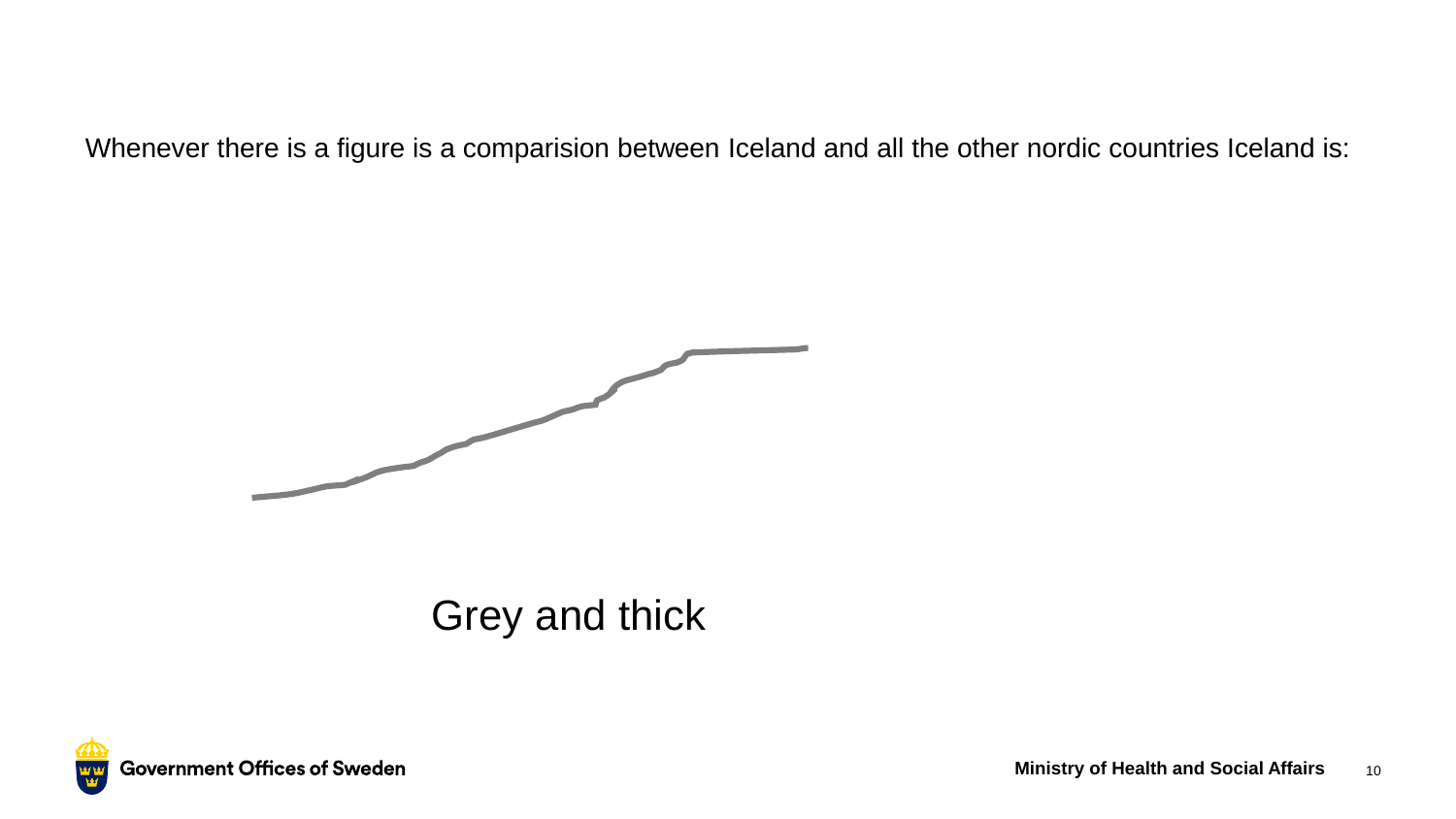Whenever there is a figure is a comparision between Iceland and all the other nordic countries Iceland is:

Grey and thick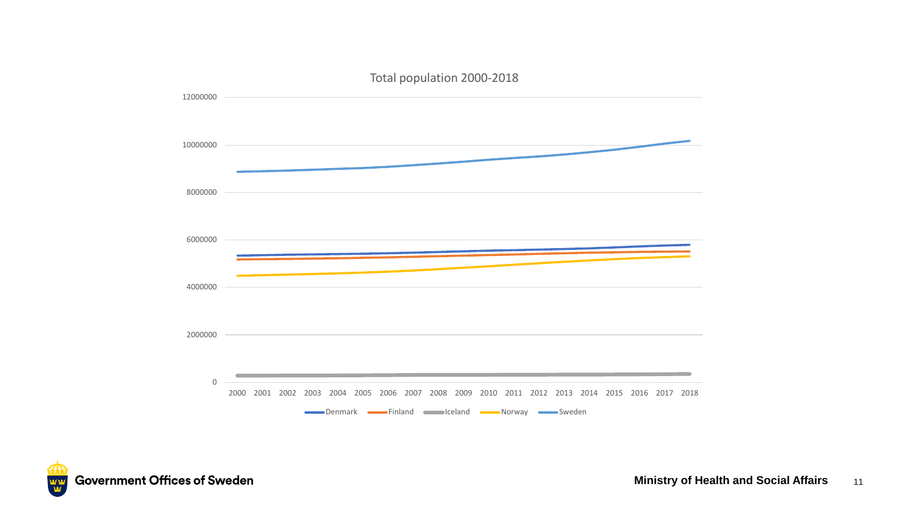Total population 2000-2018

12000000
10000000
8000000
6000000
4000000
2000000
0

2000 2001 2002 2003 2004 2005 2006 2007 2008 2009 2010 2011 2012 2013 2014 2015 2016 2017 2018

Denmark Finland Iceland Norway Sweden

Government Offices of Sweden

Ministry of Health and Social Affairs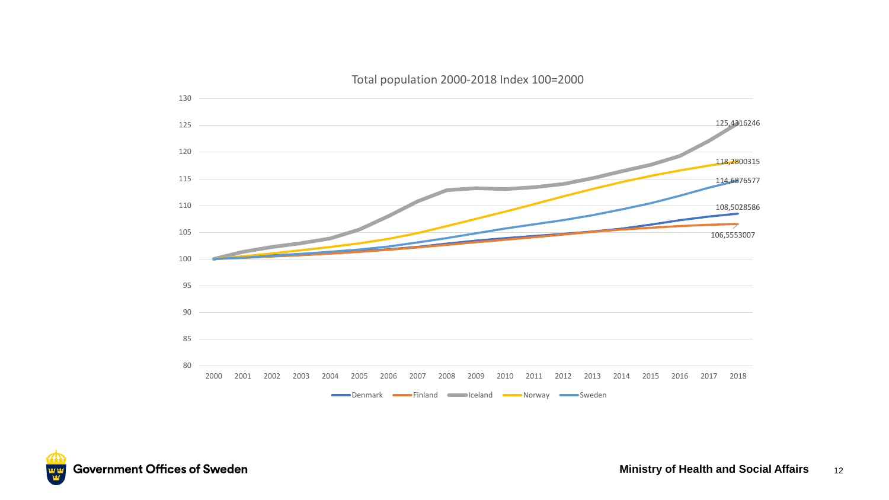Total population 2000-2018 Index 100=2000

130
125
120
115
110
105
100
95
90
85
80

2000 2001 2002 2003 2004 2005 2006 2007 2008 2009 2010 2011 2012 2013 2014 2015 2016 2017 2018

125,4316246
118,2800315
114,6876577
108,5028586
106,5553007

Denmark Finland Iceland Norway Sweden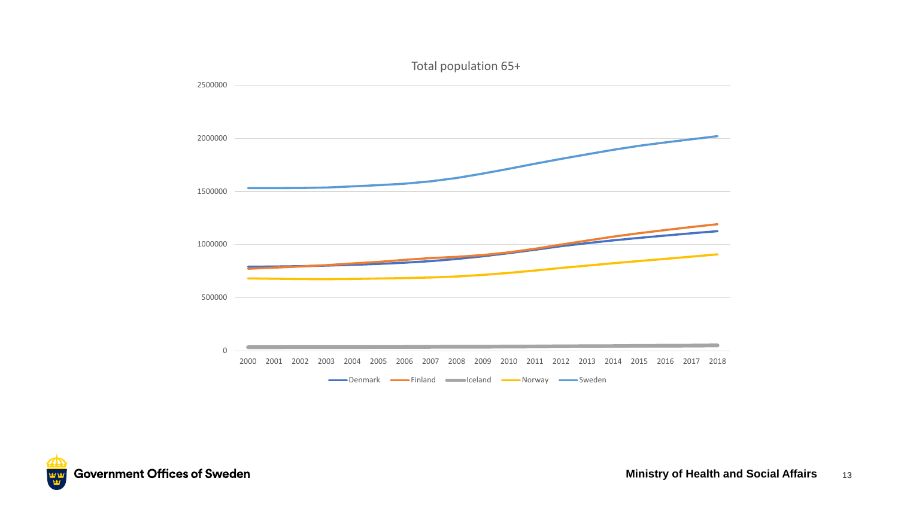Total population 65+

| | 2000 | 2001 | 2002 | 2003 | 2004 | 2005 | 2006 | 2007 | 2008 | 2009 | 2010 | 2011 | 2012 | 2013 | 2014 | 2015 | 2016 | 2017 | 2018 |
|---|---|---|---|---|---|---|---|---|---|---|---|---|---|---|---|---|---|---|---|

Y-axis: 0, 500000, 1000000, 1500000, 2000000, 2500000

Legend: Denmark, Finland, Iceland, Norway, Sweden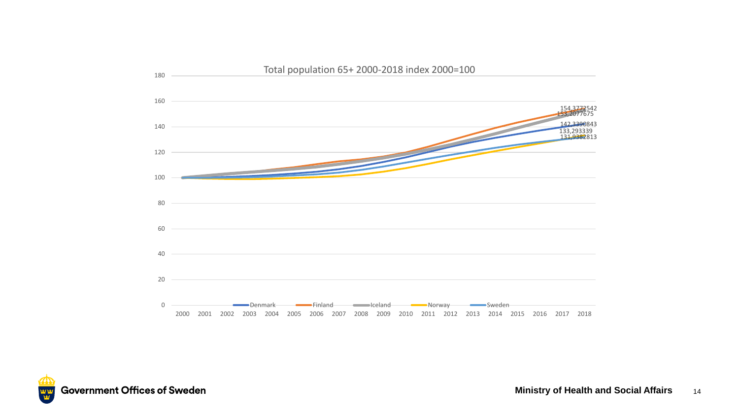Total population 65+ 2000-2018 index 2000=100

180
160
140
120
100
80
60
40
20
0

2000 2001 2002 2003 2004 2005 2006 2007 2008 2009 2010 2011 2012 2013 2014 2015 2016 2017 2018

154,3772542
153,2077675
142,3390843
133,293339
131,9382813

Denmark
Finland
Iceland
Norway
Sweden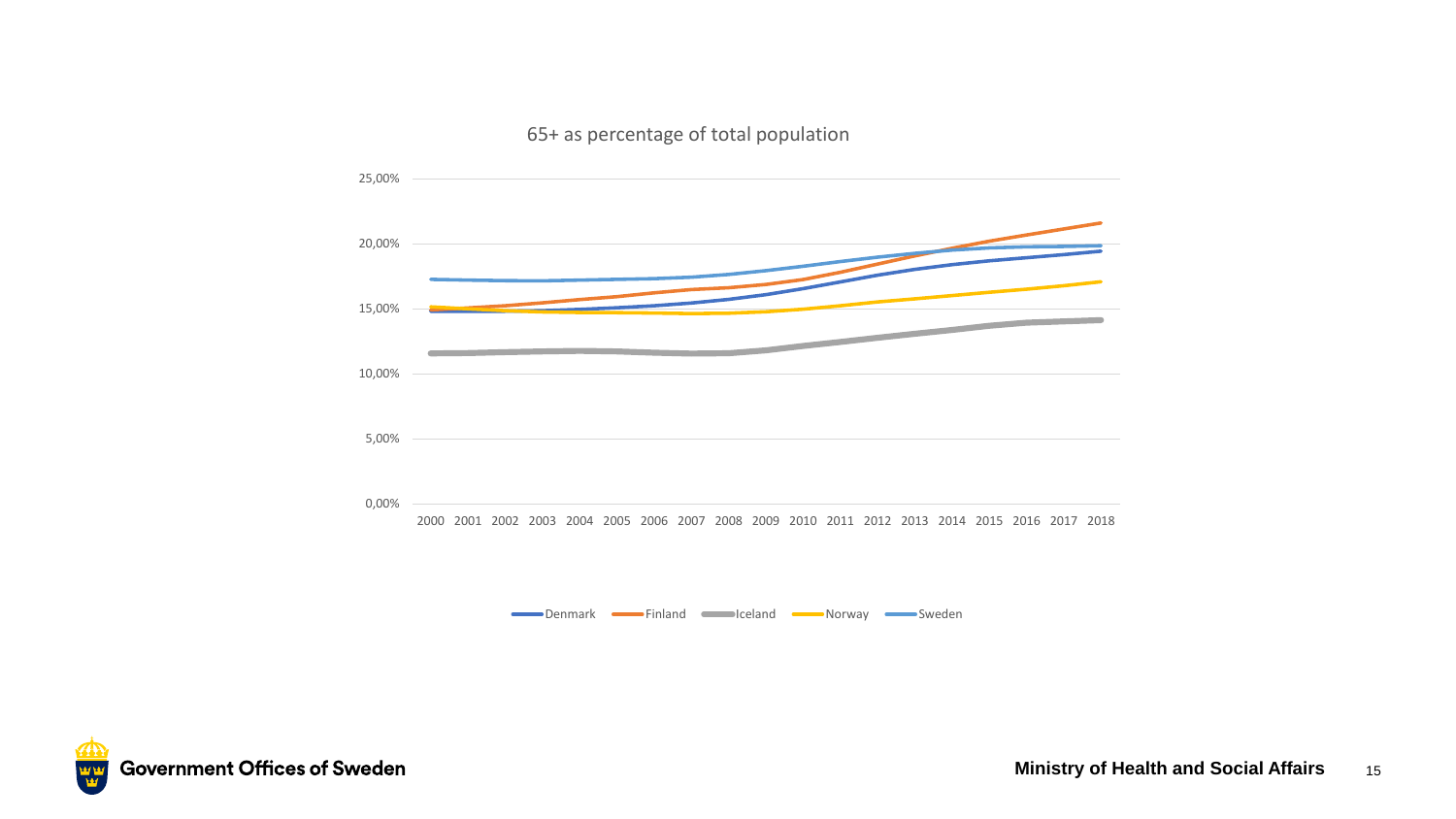65+ as percentage of total population

25,00%
20,00%
15,00%
10,00%
5,00%
0,00%

2000 2001 2002 2003 2004 2005 2006 2007 2008 2009 2010 2011 2012 2013 2014 2015 2016 2017 2018

Denmark Finland Iceland Norway Sweden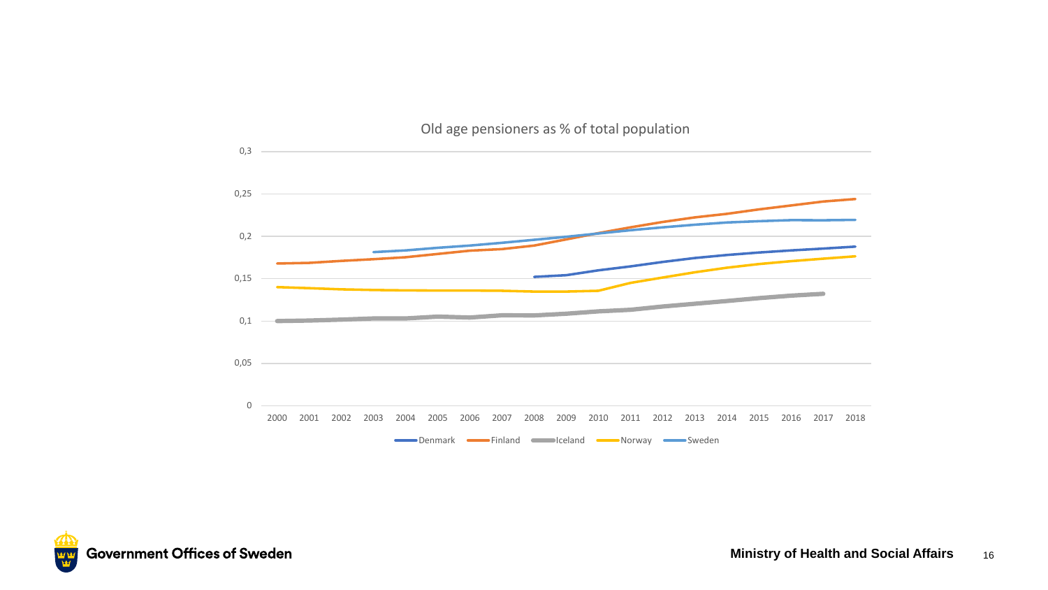Old age pensioners as % of total population

0,3
0,25
0,2
0,15
0,1
0,05
0

2000 2001 2002 2003 2004 2005 2006 2007 2008 2009 2010 2011 2012 2013 2014 2015 2016 2017 2018

Denmark Finland Iceland Norway Sweden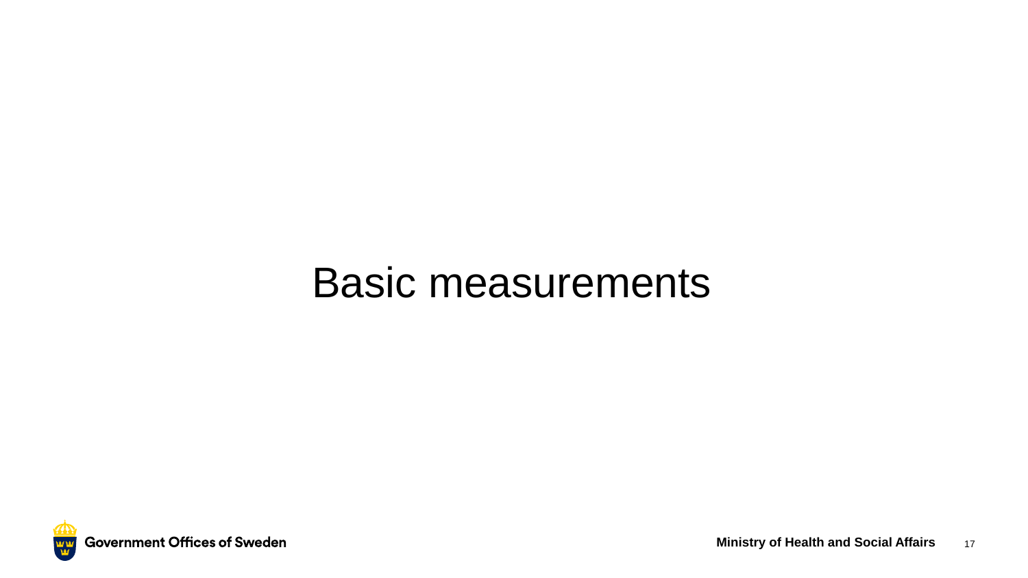# Basic measurements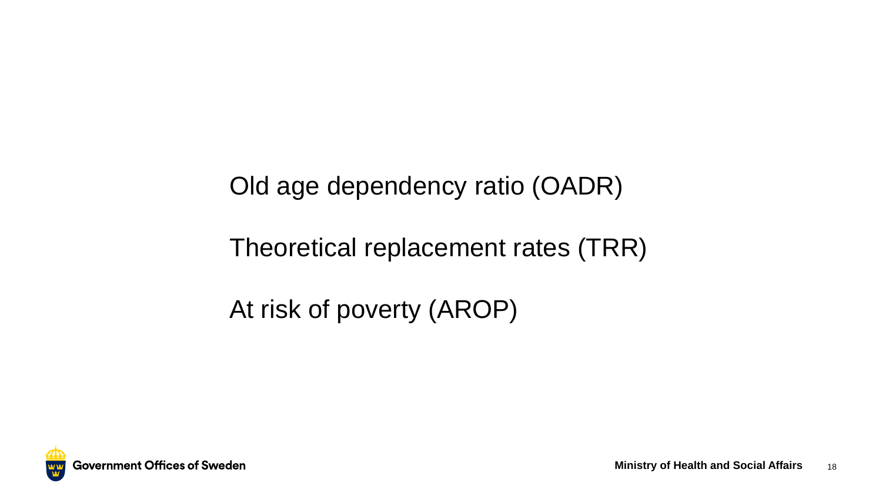Old age dependency ratio (OADR)

Theoretical replacement rates (TRR)

At risk of poverty (AROP)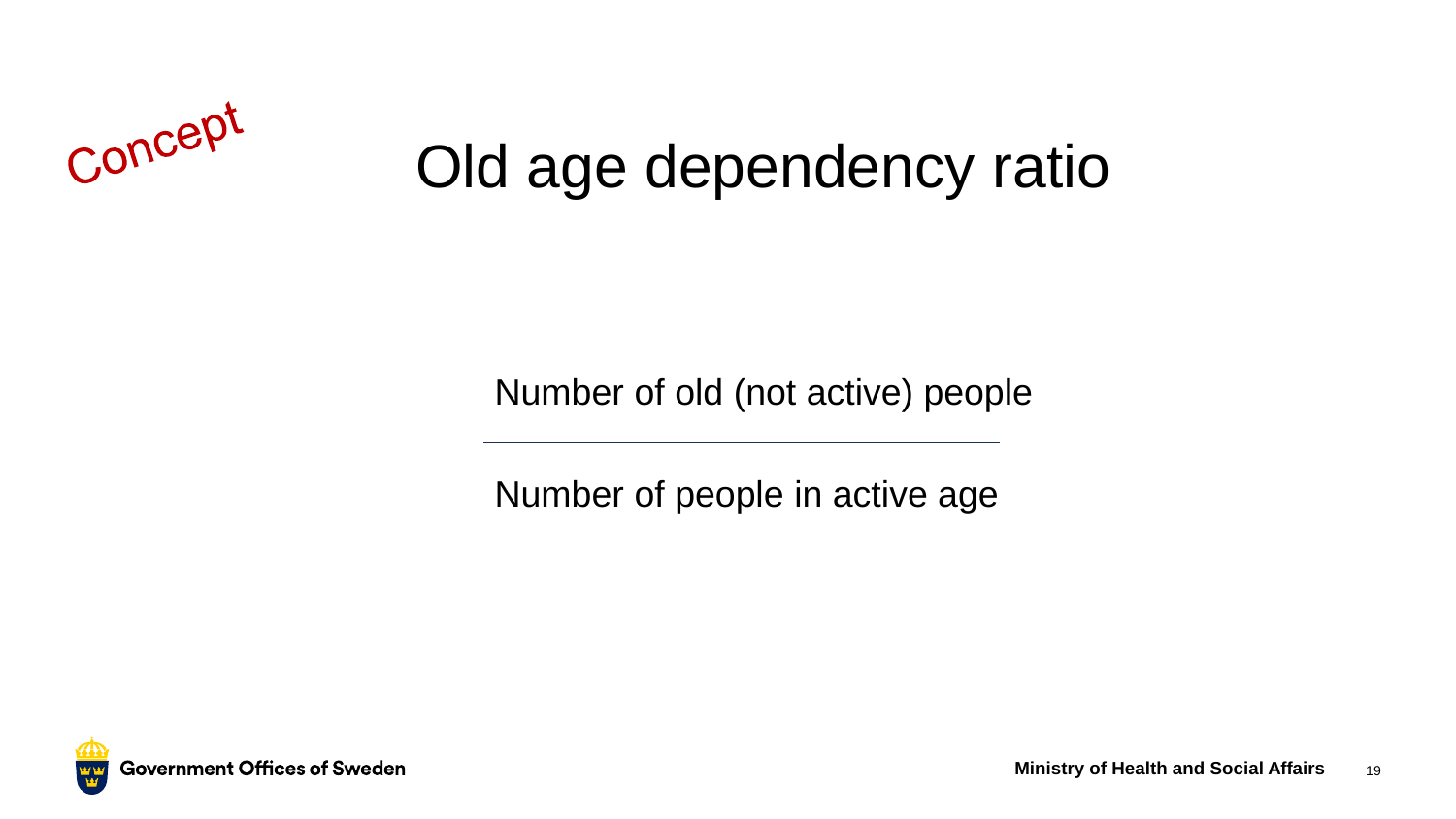Concept

# Old age dependency ratio

$$\frac{\text{Number of old (not active) people}}{\text{Number of people in active age}}$$

Government Offices of Sweden

Ministry of Health and Social Affairs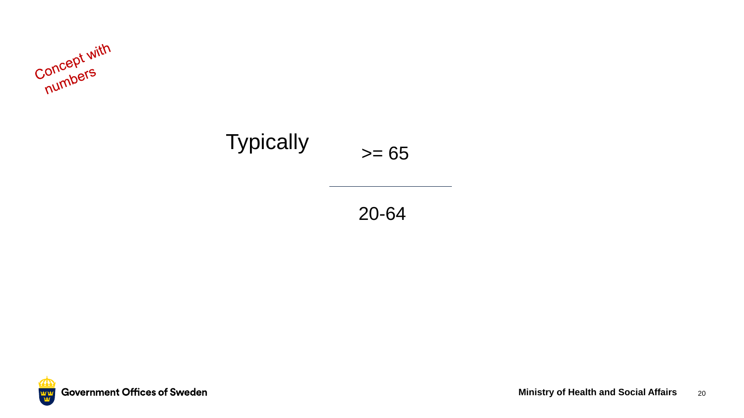Concept with numbers

Typically $\frac{\geq 65}{20\text{-}64}$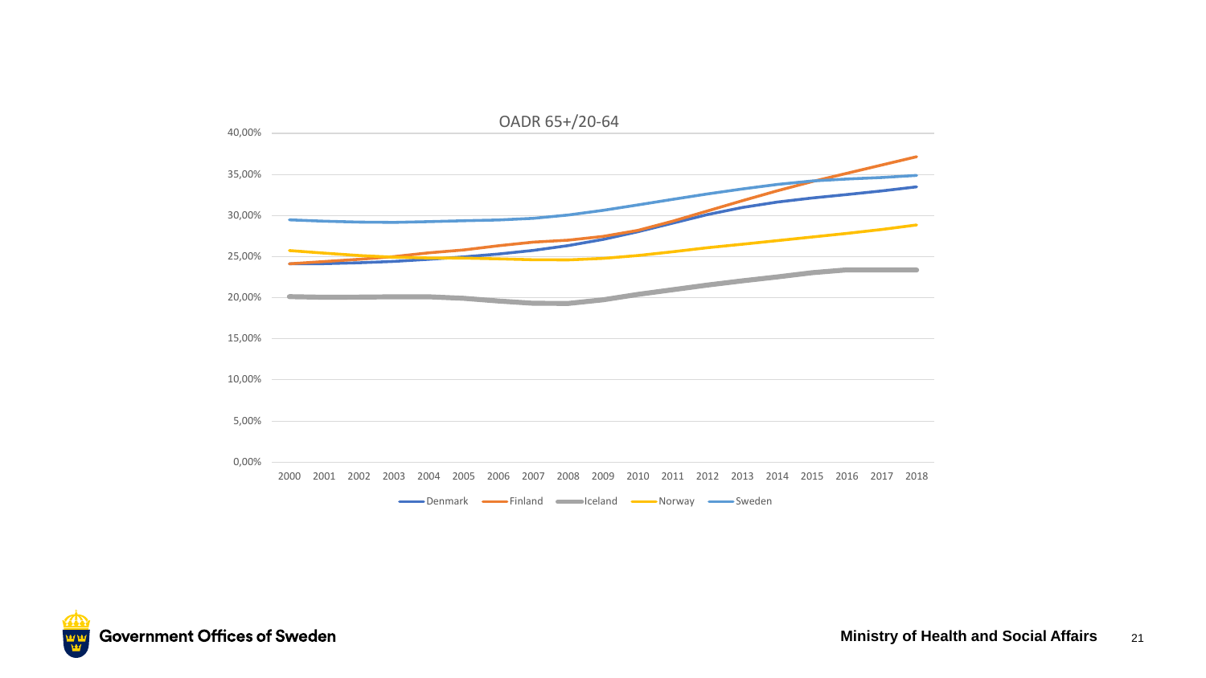OADR 65+/20-64

40,00%
35,00%
30,00%
25,00%
20,00%
15,00%
10,00%
5,00%
0,00%

2000 2001 2002 2003 2004 2005 2006 2007 2008 2009 2010 2011 2012 2013 2014 2015 2016 2017 2018

Denmark Finland Iceland Norway Sweden

Government Offices of Sweden

Ministry of Health and Social Affairs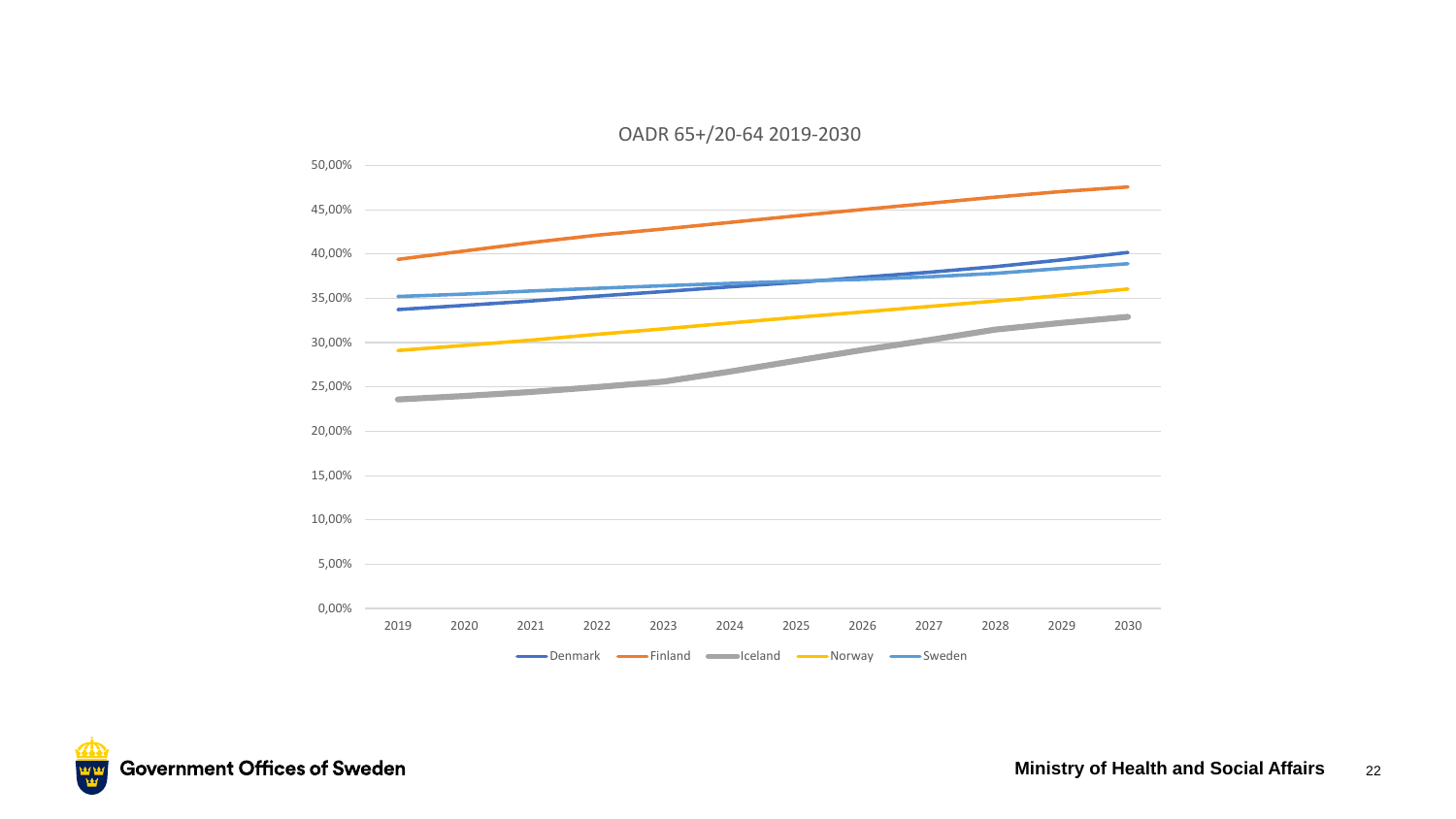OADR 65+/20-64 2019-2030

50,00%
45,00%
40,00%
35,00%
30,00%
25,00%
20,00%
15,00%
10,00%
5,00%
0,00%

2019 2020 2021 2022 2023 2024 2025 2026 2027 2028 2029 2030

Denmark Finland Iceland Norway Sweden

Government Offices of Sweden

Ministry of Health and Social Affairs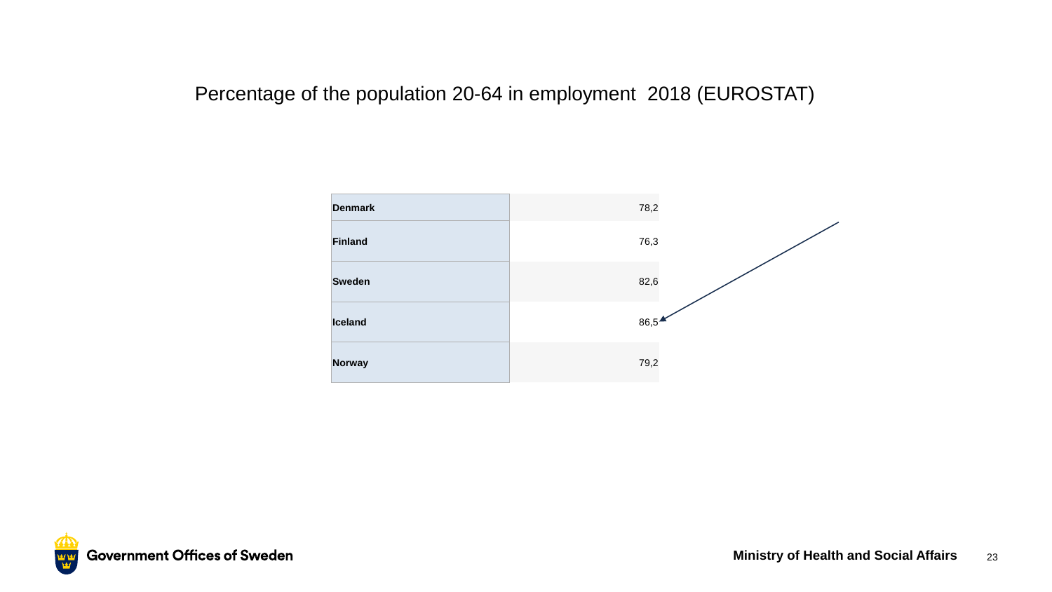# Percentage of the population 20-64 in employment 2018 (EUROSTAT)

| | |
|---|---|
| **Denmark** | 78,2 |
| **Finland** | 76,3 |
| **Sweden** | 82,6 |
| **Iceland** | 86,5 |
| **Norway** | 79,2 |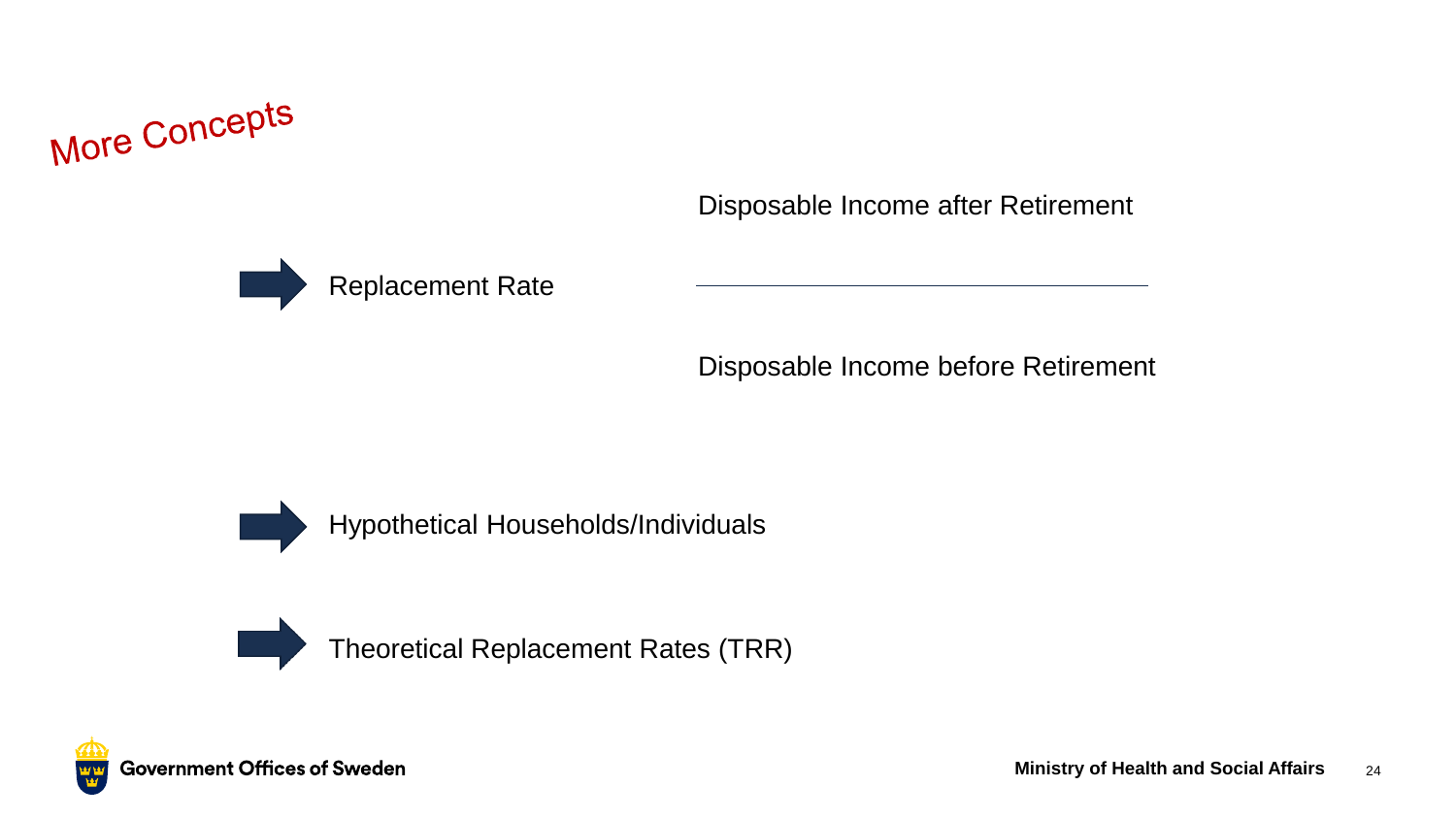## More Concepts

- Replacement Rate

$$\text{Replacement Rate} = \frac{\text{Disposable Income after Retirement}}{\text{Disposable Income before Retirement}}$$

- Hypothetical Households/Individuals
- Theoretical Replacement Rates (TRR)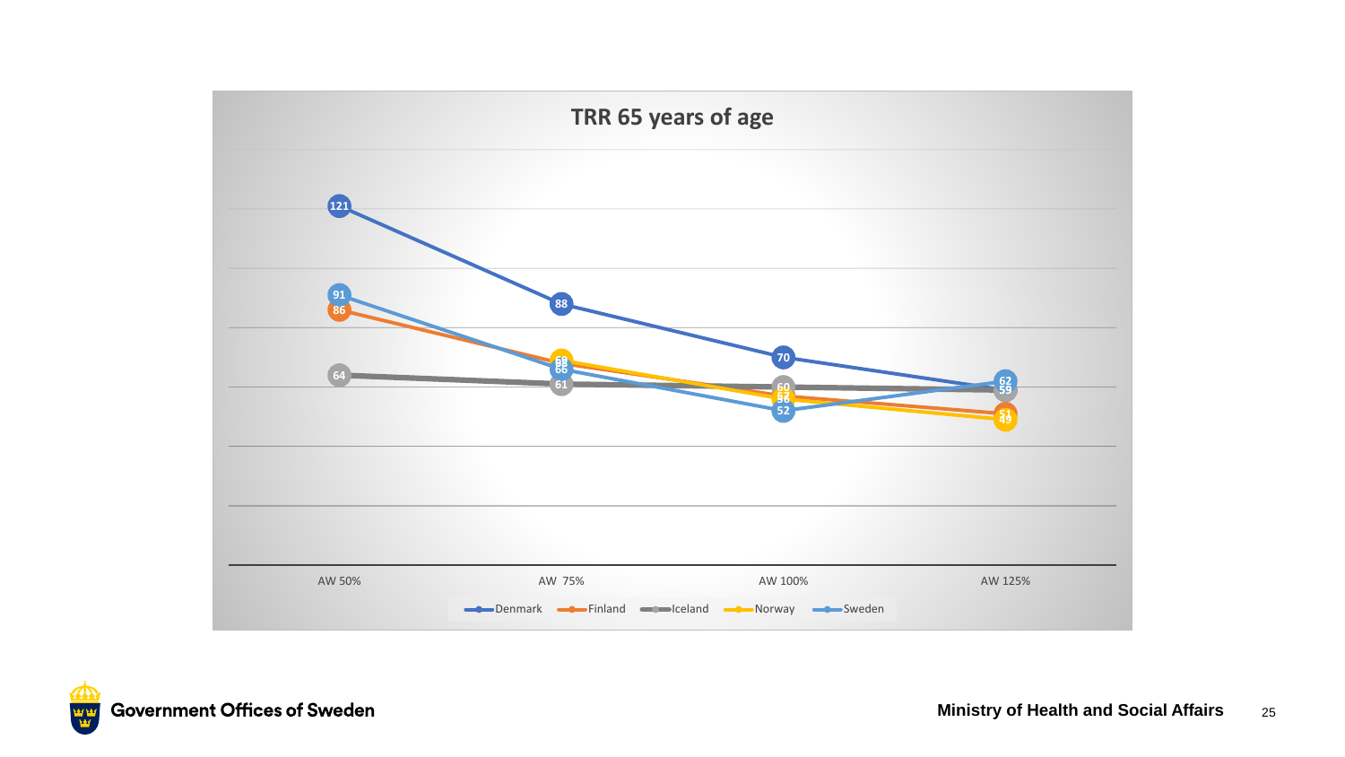## TRR 65 years of age

| | AW 50% | AW 75% | AW 100% | AW 125% |
|---|---|---|---|---|
| Denmark | 121 | 88 | 70 | |
| Finland | 86 | | 57 | 51 |
| Iceland | 64 | 61 | 60 | 59 |
| Norway | | 68 | 56 | 49 |
| Sweden | 91 | 66 | 52 | 62 |

Legend: Denmark, Finland, Iceland, Norway, Sweden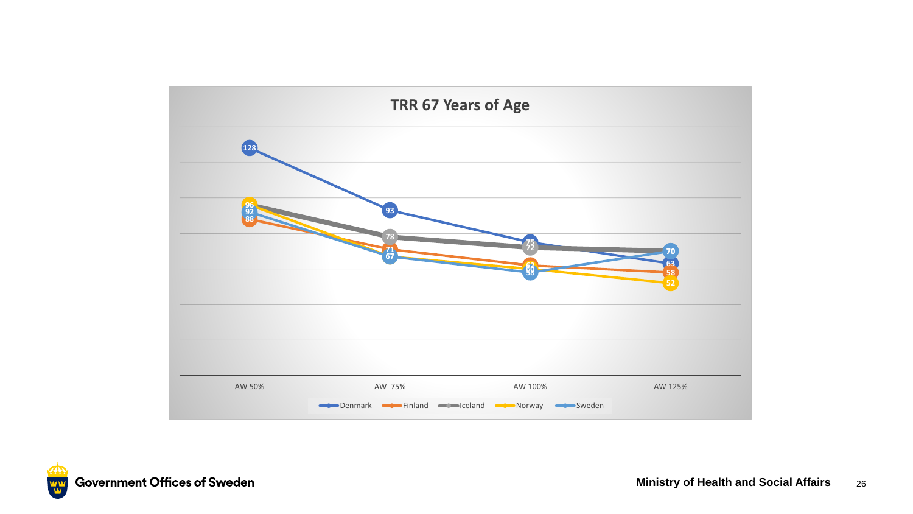## TRR 67 Years of Age

128

93

96
92
88

78

71
67

75
72

70
63
58
52

AW 50%
AW 75%
AW 100%
AW 125%

Denmark
Finland
Iceland
Norway
Sweden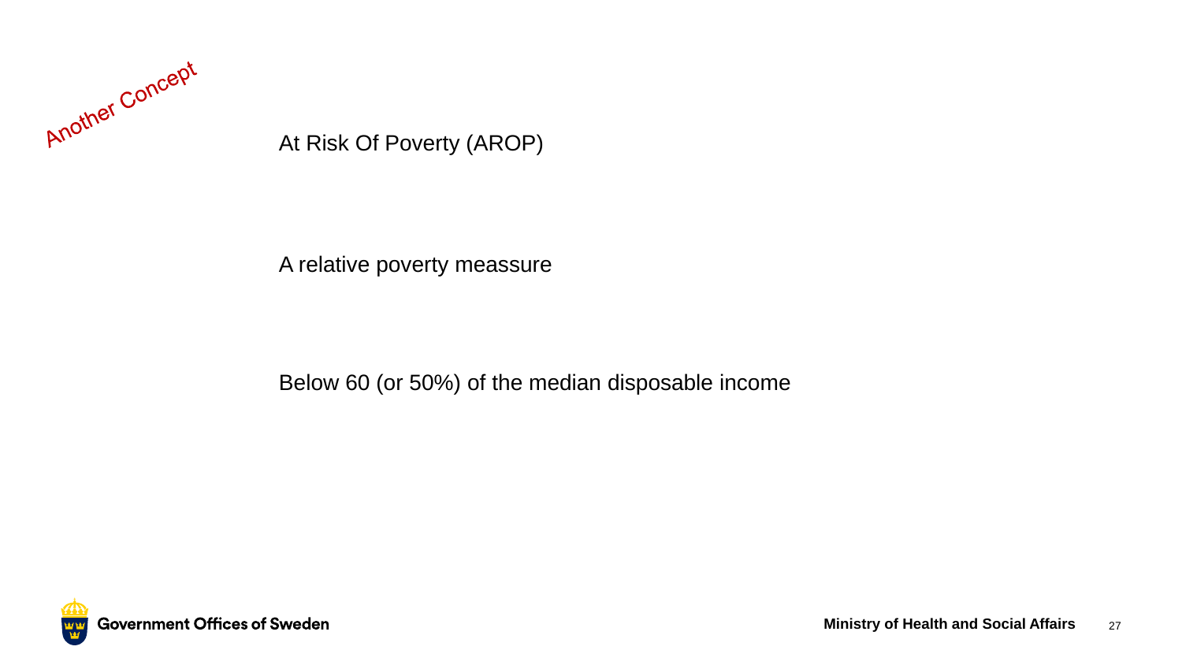Another Concept

At Risk Of Poverty (AROP)

A relative poverty meassure

Below 60 (or 50%) of the median disposable income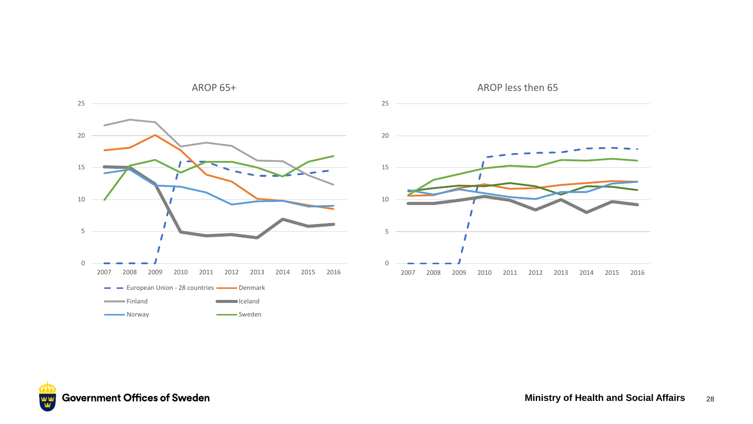AROP 65+

25
20
15
10
5
0

2007 2008 2009 2010 2011 2012 2013 2014 2015 2016

European Union - 28 countries
Denmark
Finland
Iceland
Norway
Sweden

AROP less then 65

25
20
15
10
5
0

2007 2008 2009 2010 2011 2012 2013 2014 2015 2016

Government Offices of Sweden

Ministry of Health and Social Affairs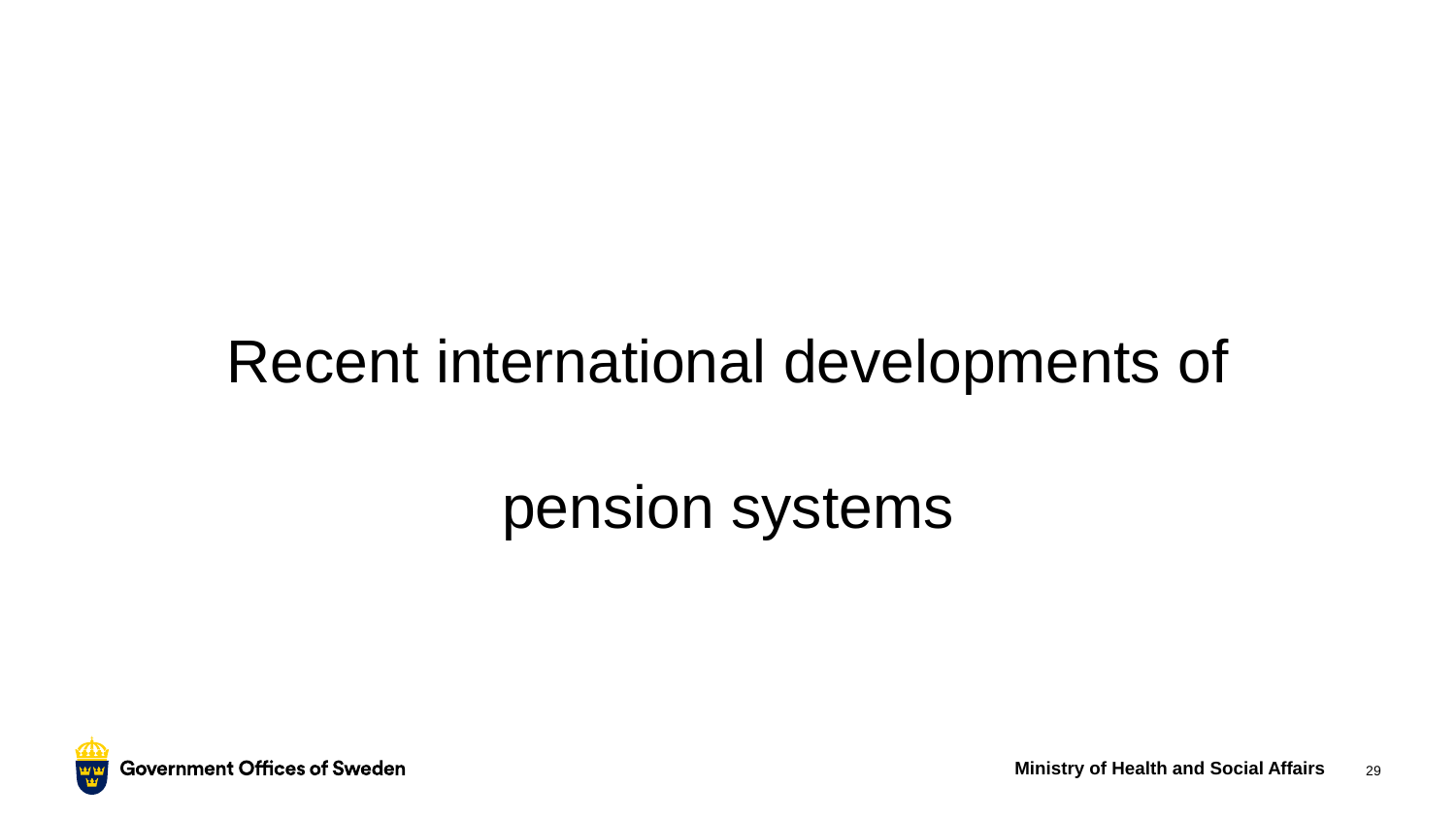# Recent international developments of pension systems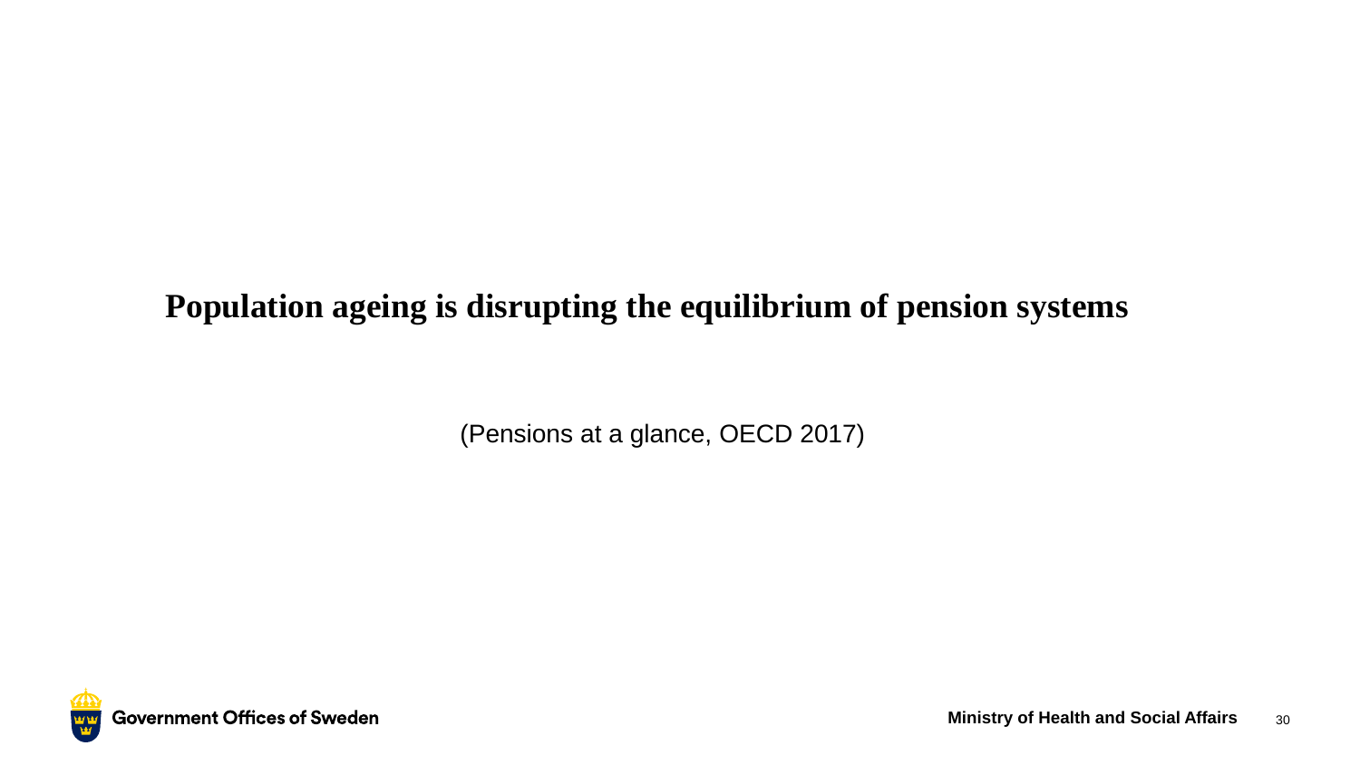# Population ageing is disrupting the equilibrium of pension systems

(Pensions at a glance, OECD 2017)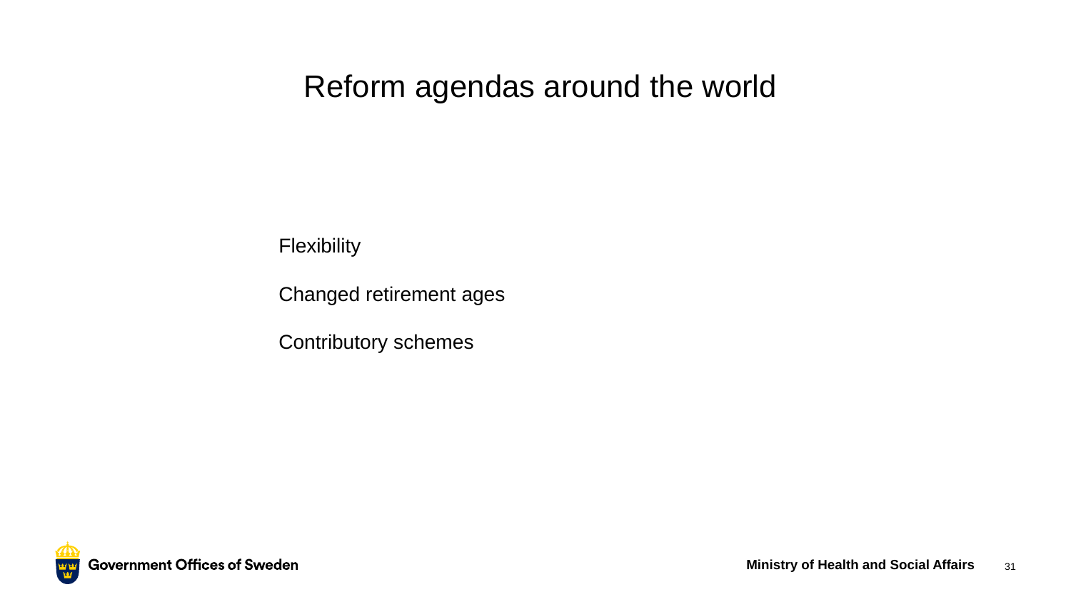# Reform agendas around the world

Flexibility

Changed retirement ages

Contributory schemes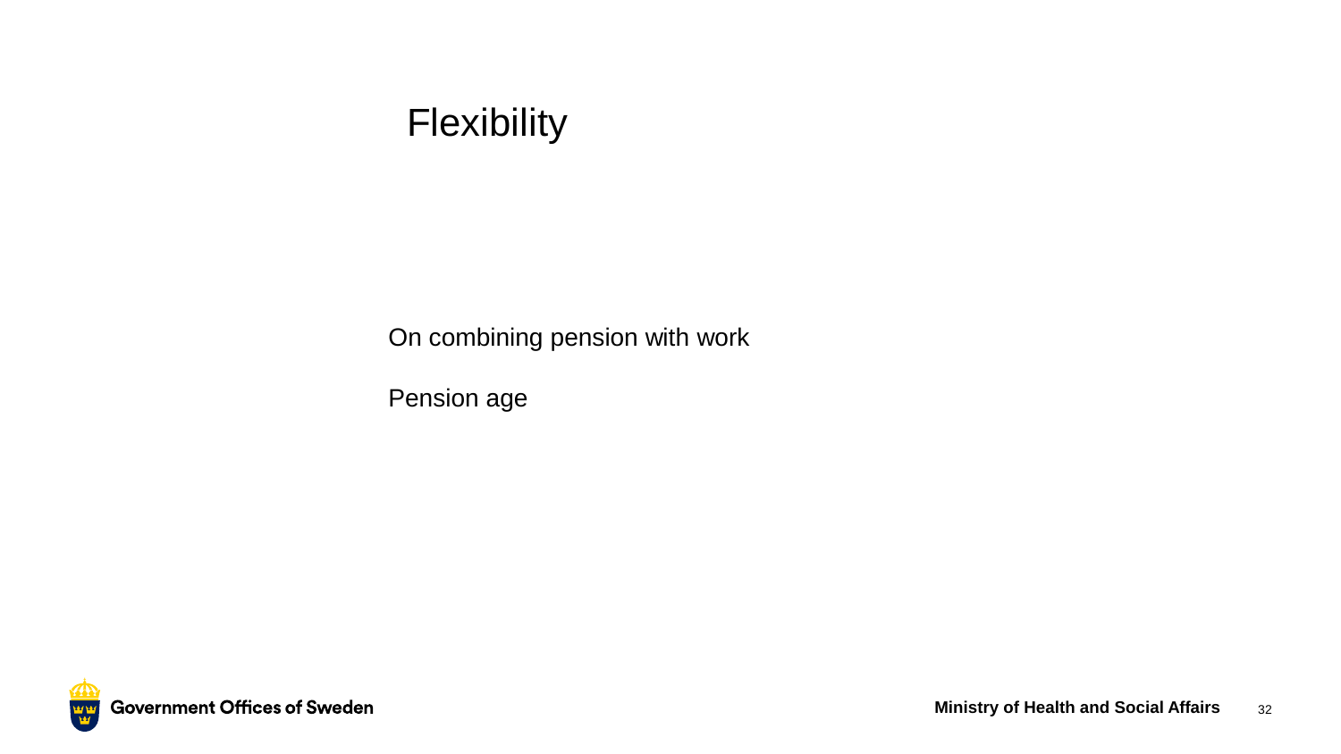# Flexibility

On combining pension with work

Pension age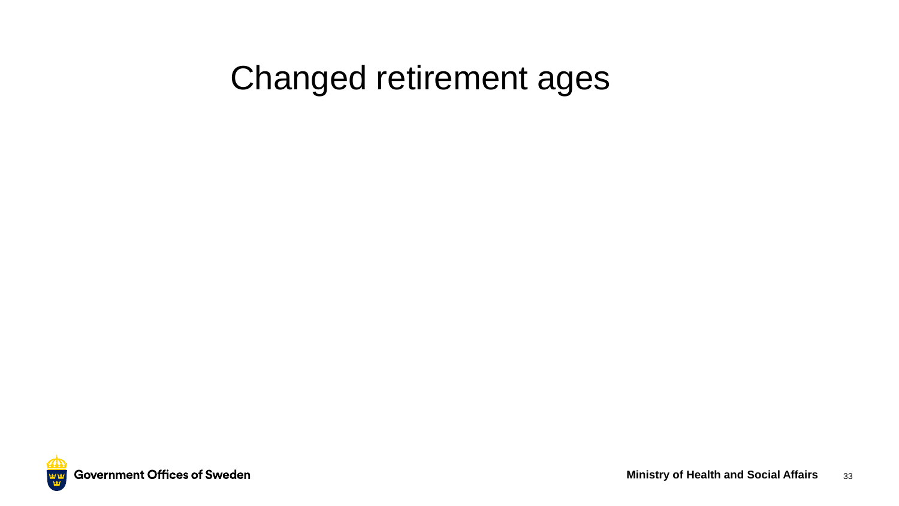# Changed retirement ages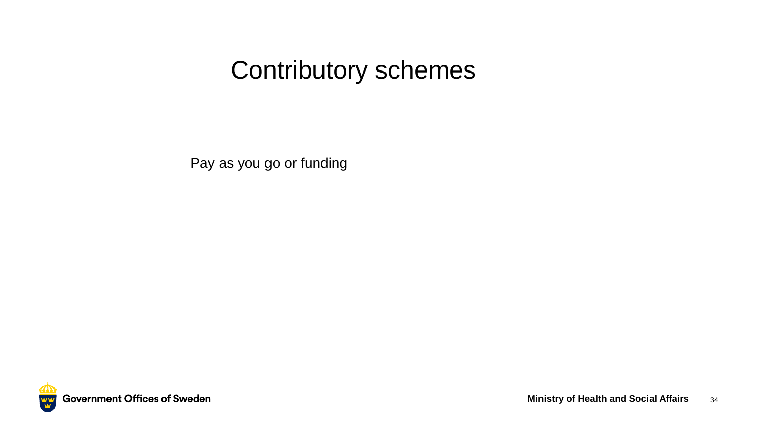# Contributory schemes

Pay as you go or funding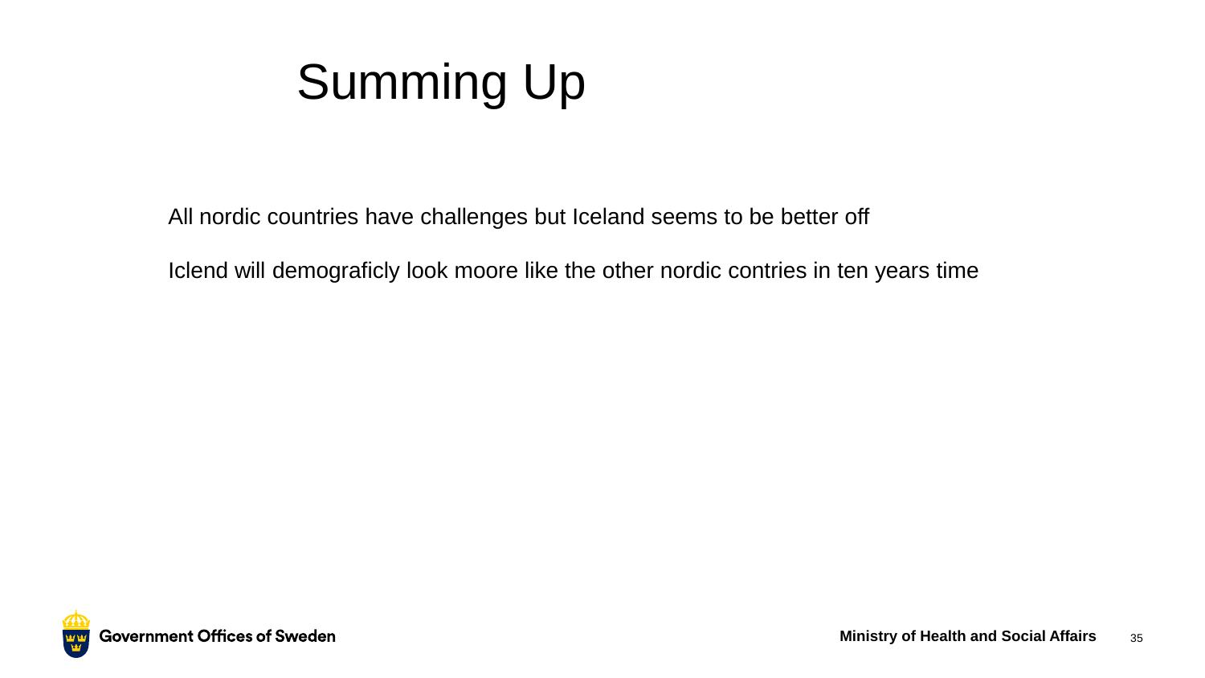# Summing Up

All nordic countries have challenges but Iceland seems to be better off

Iclend will demograficly look moore like the other nordic contries in ten years time